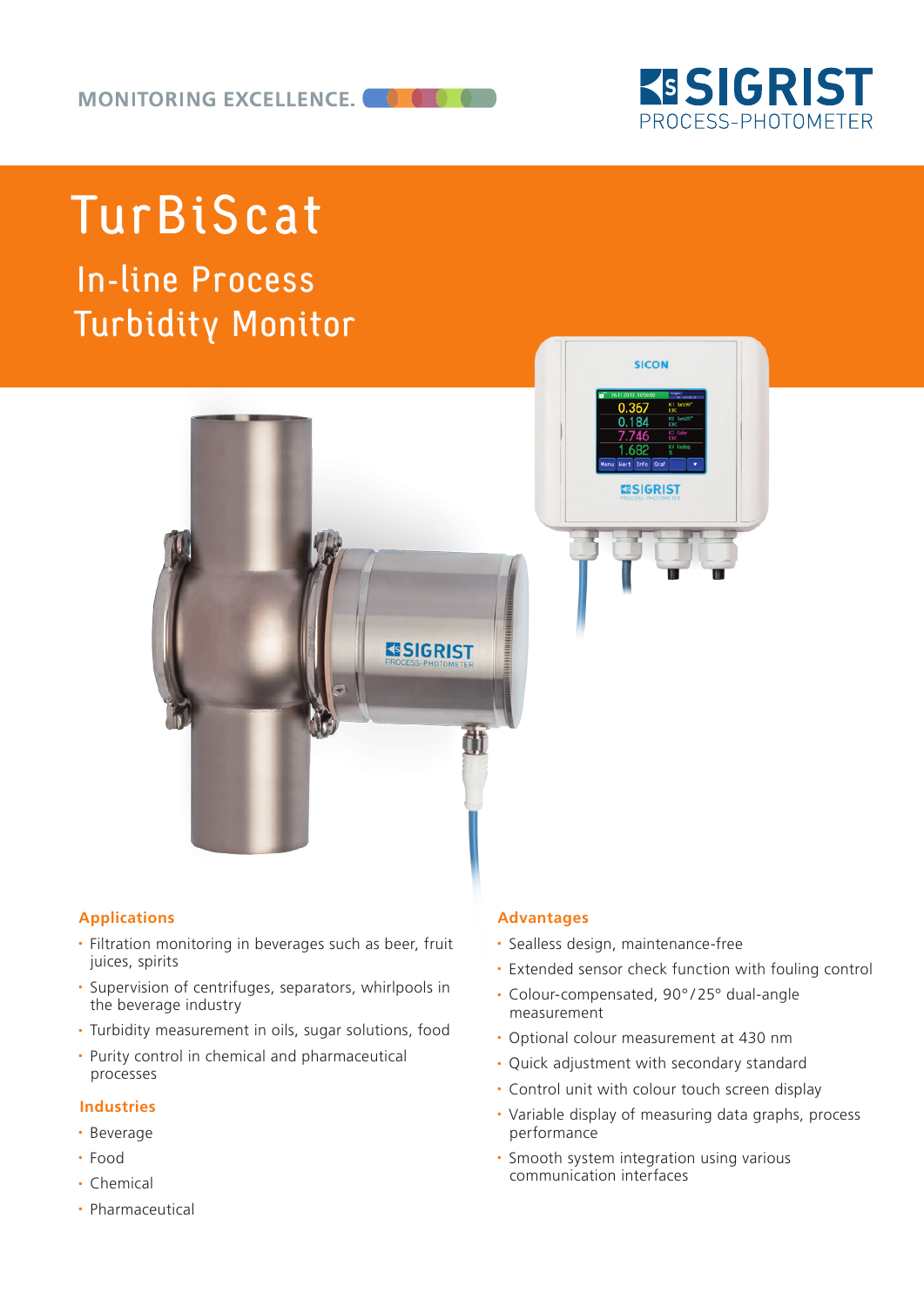MONITORING EXCELLENCE.

SIGRIST PROCESS-PHOTOMETER

# TurBiScat

## In-line Process Turbidity Monitor

### Applications

- Filtration monitoring in beverages such as beer, fruit juices, spirits
- Supervision of centrifuges, separators, whirlpools in the beverage industry
- Turbidity measurement in oils, sugar solutions, food
- Purity control in chemical and pharmaceutical processes

### Industries

- Beverage
- Food
- Chemical
- Pharmaceutical

### Advantages

- Sealless design, maintenance-free
- Extended sensor check function with fouling control
- Colour-compensated, 90°/25° dual-angle measurement
- Optional colour measurement at 430 nm
- Quick adjustment with secondary standard
- Control unit with colour touch screen display
- Variable display of measuring data graphs, process performance
- Smooth system integration using various communication interfaces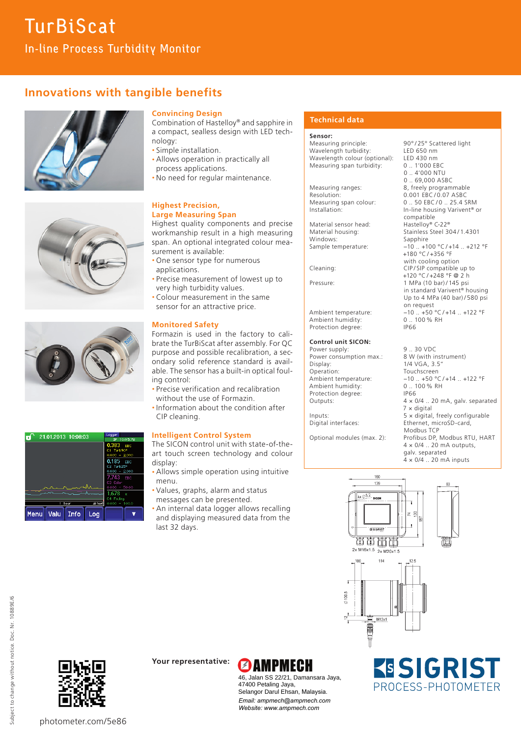# TurBiScat

In-line Process Turbidity Monitor

## Innovations with tangible benefits

### Convincing Design

Combination of Hastelloy® and sapphire in a compact, sealless design with LED technology:

- Simple installation.
- Allows operation in practically all process applications.
- No need for regular maintenance.

### Highest Precision, Large Measuring Span

Highest quality components and precise workmanship result in a high measuring span. An optional integrated colour measurement is available:

- One sensor type for numerous applications.
- Precise measurement of lowest up to very high turbidity values.
- Colour measurement in the same sensor for an attractive price.

### Monitored Safety

Formazin is used in the factory to calibrate the TurBiScat after assembly. For QC purpose and possible recalibration, a secondary solid reference standard is available. The sensor has a built-in optical fouling control:

- Precise verification and recalibration without the use of Formazin.
- Information about the condition after CIP cleaning.

### Intelligent Control System

The SICON control unit with state-of-the-art touch screen technology and colour display:

- Allows simple operation using intuitive menu.
- Values, graphs, alarm and status messages can be presented.
- An internal data logger allows recalling and displaying measured data from the last 32 days.

## Technical data

**Sensor:**

| | |
|---|---|
| Measuring principle: | 90°/25° Scattered light |
| Wavelength turbidity: | LED 650 nm |
| Wavelength colour (optional): | LED 430 nm |
| Measuring span turbidity: | 0 .. 1'000 EBC<br>0 .. 4'000 NTU<br>0 .. 69,000 ASBC |
| Measuring ranges: | 8, freely programmable |
| Resolution: | 0.001 EBC/0.07 ASBC |
| Measuring span colour: | 0 .. 50 EBC/0 .. 25.4 SRM |
| Installation: | In-line housing Varivent® or compatible |
| Material sensor head: | Hastelloy® C-22® |
| Material housing: | Stainless Steel 304/1.4301 |
| Windows: | Sapphire |
| Sample temperature: | −10 .. +100 °C/+14 .. +212 °F<br>+180 °C/+356 °F<br>with cooling option |
| Cleaning: | CIP/SIP compatible up to +120 °C/+248 °F @ 2 h |
| Pressure: | 1 MPa (10 bar)/145 psi in standard Varivent® housing<br>Up to 4 MPa (40 bar)/580 psi on request |
| Ambient temperature: | −10 .. +50 °C/+14 .. +122 °F |
| Ambient humidity: | 0 .. 100 % RH |
| Protection degree: | IP66 |

**Control unit SICON:**

| | |
|---|---|
| Power supply: | 9 .. 30 VDC |
| Power consumption max.: | 8 W (with instrument) |
| Display: | 1/4 VGA, 3.5" |
| Operation: | Touchscreen |
| Ambient temperature: | −10 .. +50 °C/+14 .. +122 °F |
| Ambient humidity: | 0 .. 100 % RH |
| Protection degree: | IP66 |
| Outputs: | 4 × 0/4 .. 20 mA, galv. separated<br>7 × digital |
| Inputs: | 5 × digital, freely configurable |
| Digital interfaces: | Ethernet, microSD-card, Modbus TCP |
| Optional modules (max. 2): | Profibus DP, Modbus RTU, HART<br>4 × 0/4 .. 20 mA outputs, galv. separated<br>4 × 0/4 .. 20 mA inputs |

160
139
SICON
SIGRIST
74
130
157
60
2x M16x1.5
2x M20x1.5
100
114
12.5
Ø 100.5
12
M12x1

Your representative:

AMPMECH
46, Jalan SS 22/21, Damansara Jaya,
47400 Petaling Jaya,
Selangor Darul Ehsan, Malaysia.
*Email: ampmech@ampmech.com*
*Website: www.ampmech.com*

SIGRIST PROCESS-PHOTOMETER

photometer.com/5e86

Subject to change without notice. Doc. Nr. 10889E/6